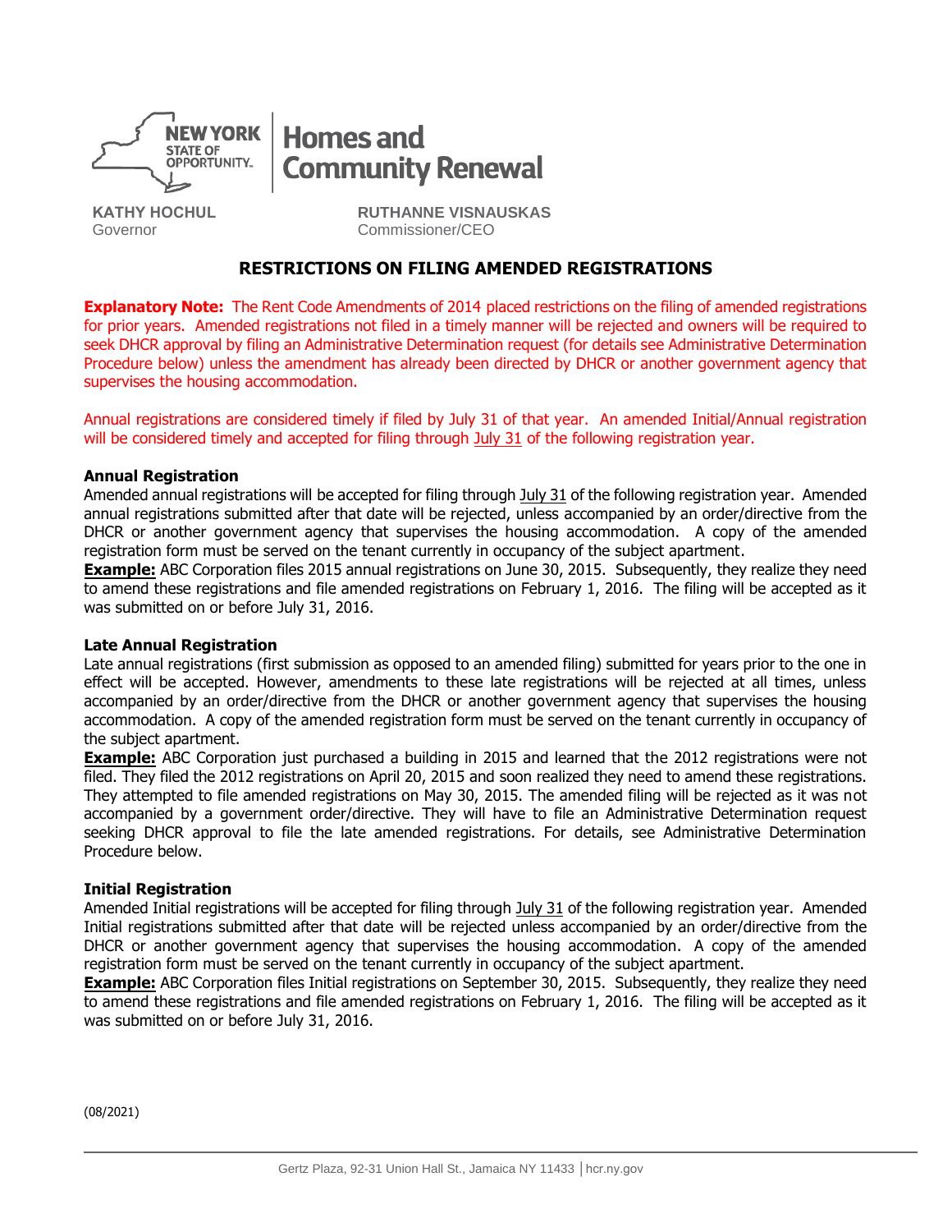NEW YORK STATE OF OPPORTUNITY. | Homes and Community Renewal

**KATHY HOCHUL**
Governor

**RUTHANNE VISNAUSKAS**
Commissioner/CEO

# RESTRICTIONS ON FILING AMENDED REGISTRATIONS

**Explanatory Note:** The Rent Code Amendments of 2014 placed restrictions on the filing of amended registrations for prior years. Amended registrations not filed in a timely manner will be rejected and owners will be required to seek DHCR approval by filing an Administrative Determination request (for details see Administrative Determination Procedure below) unless the amendment has already been directed by DHCR or another government agency that supervises the housing accommodation.

Annual registrations are considered timely if filed by July 31 of that year. An amended Initial/Annual registration will be considered timely and accepted for filing through July 31 of the following registration year.

### Annual Registration

Amended annual registrations will be accepted for filing through July 31 of the following registration year. Amended annual registrations submitted after that date will be rejected, unless accompanied by an order/directive from the DHCR or another government agency that supervises the housing accommodation. A copy of the amended registration form must be served on the tenant currently in occupancy of the subject apartment.

**Example:** ABC Corporation files 2015 annual registrations on June 30, 2015. Subsequently, they realize they need to amend these registrations and file amended registrations on February 1, 2016. The filing will be accepted as it was submitted on or before July 31, 2016.

### Late Annual Registration

Late annual registrations (first submission as opposed to an amended filing) submitted for years prior to the one in effect will be accepted. However, amendments to these late registrations will be rejected at all times, unless accompanied by an order/directive from the DHCR or another government agency that supervises the housing accommodation. A copy of the amended registration form must be served on the tenant currently in occupancy of the subject apartment.

**Example:** ABC Corporation just purchased a building in 2015 and learned that the 2012 registrations were not filed. They filed the 2012 registrations on April 20, 2015 and soon realized they need to amend these registrations. They attempted to file amended registrations on May 30, 2015. The amended filing will be rejected as it was not accompanied by a government order/directive. They will have to file an Administrative Determination request seeking DHCR approval to file the late amended registrations. For details, see Administrative Determination Procedure below.

### Initial Registration

Amended Initial registrations will be accepted for filing through July 31 of the following registration year. Amended Initial registrations submitted after that date will be rejected unless accompanied by an order/directive from the DHCR or another government agency that supervises the housing accommodation. A copy of the amended registration form must be served on the tenant currently in occupancy of the subject apartment.

**Example:** ABC Corporation files Initial registrations on September 30, 2015. Subsequently, they realize they need to amend these registrations and file amended registrations on February 1, 2016. The filing will be accepted as it was submitted on or before July 31, 2016.

(08/2021)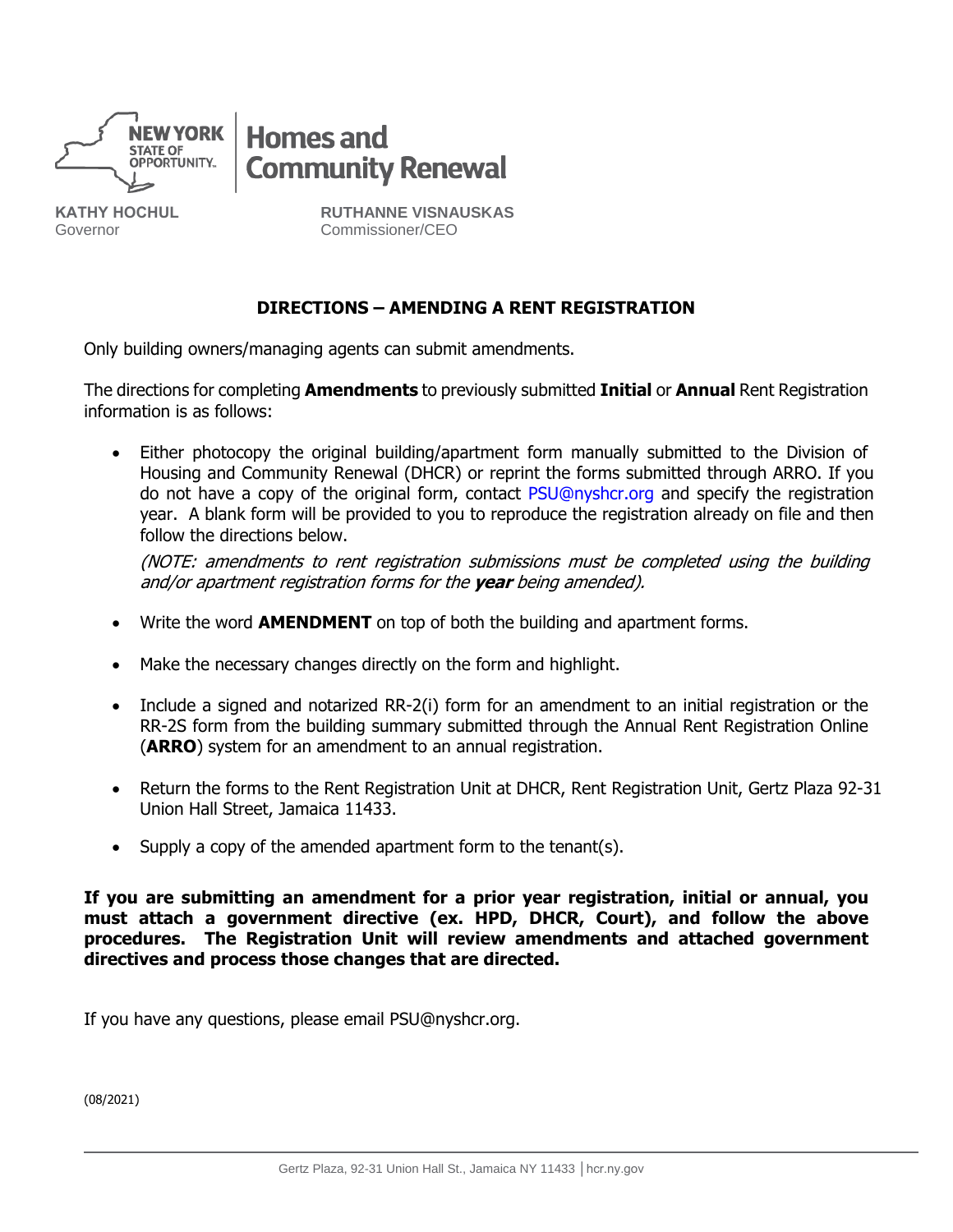KATHY HOCHUL
Governor

RUTHANNE VISNAUSKAS
Commissioner/CEO

## DIRECTIONS – AMENDING A RENT REGISTRATION

Only building owners/managing agents can submit amendments.

The directions for completing **Amendments** to previously submitted **Initial** or **Annual** Rent Registration information is as follows:

- Either photocopy the original building/apartment form manually submitted to the Division of Housing and Community Renewal (DHCR) or reprint the forms submitted through ARRO. If you do not have a copy of the original form, contact PSU@nyshcr.org and specify the registration year. A blank form will be provided to you to reproduce the registration already on file and then follow the directions below.

  *(NOTE: amendments to rent registration submissions must be completed using the building and/or apartment registration forms for the **year** being amended).*

- Write the word **AMENDMENT** on top of both the building and apartment forms.

- Make the necessary changes directly on the form and highlight.

- Include a signed and notarized RR-2(i) form for an amendment to an initial registration or the RR-2S form from the building summary submitted through the Annual Rent Registration Online (**ARRO**) system for an amendment to an annual registration.

- Return the forms to the Rent Registration Unit at DHCR, Rent Registration Unit, Gertz Plaza 92-31 Union Hall Street, Jamaica 11433.

- Supply a copy of the amended apartment form to the tenant(s).

**If you are submitting an amendment for a prior year registration, initial or annual, you must attach a government directive (ex. HPD, DHCR, Court), and follow the above procedures. The Registration Unit will review amendments and attached government directives and process those changes that are directed.**

If you have any questions, please email PSU@nyshcr.org.

(08/2021)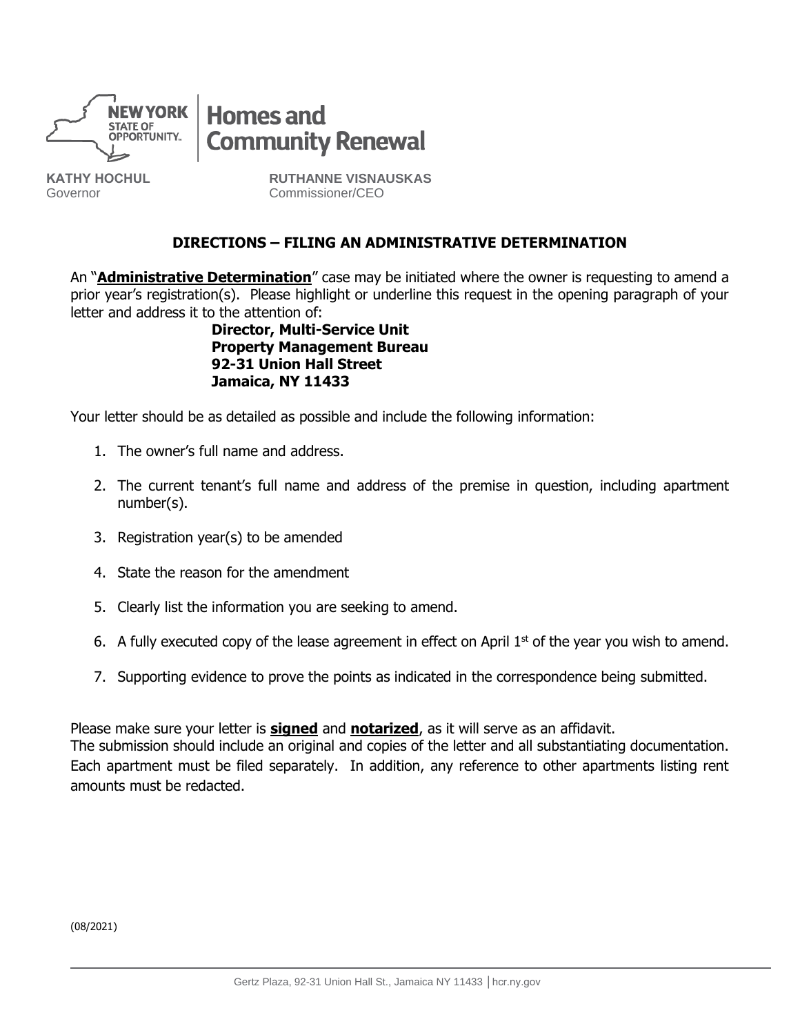**NEW YORK STATE OF OPPORTUNITY.** | **Homes and Community Renewal**

**KATHY HOCHUL**
Governor

**RUTHANNE VISNAUSKAS**
Commissioner/CEO

## DIRECTIONS – FILING AN ADMINISTRATIVE DETERMINATION

An "**Administrative Determination**" case may be initiated where the owner is requesting to amend a prior year's registration(s). Please highlight or underline this request in the opening paragraph of your letter and address it to the attention of:

**Director, Multi-Service Unit**
**Property Management Bureau**
**92-31 Union Hall Street**
**Jamaica, NY 11433**

Your letter should be as detailed as possible and include the following information:

1. The owner's full name and address.
2. The current tenant's full name and address of the premise in question, including apartment number(s).
3. Registration year(s) to be amended
4. State the reason for the amendment
5. Clearly list the information you are seeking to amend.
6. A fully executed copy of the lease agreement in effect on April 1st of the year you wish to amend.
7. Supporting evidence to prove the points as indicated in the correspondence being submitted.

Please make sure your letter is **signed** and **notarized**, as it will serve as an affidavit.
The submission should include an original and copies of the letter and all substantiating documentation. Each apartment must be filed separately. In addition, any reference to other apartments listing rent amounts must be redacted.

(08/2021)